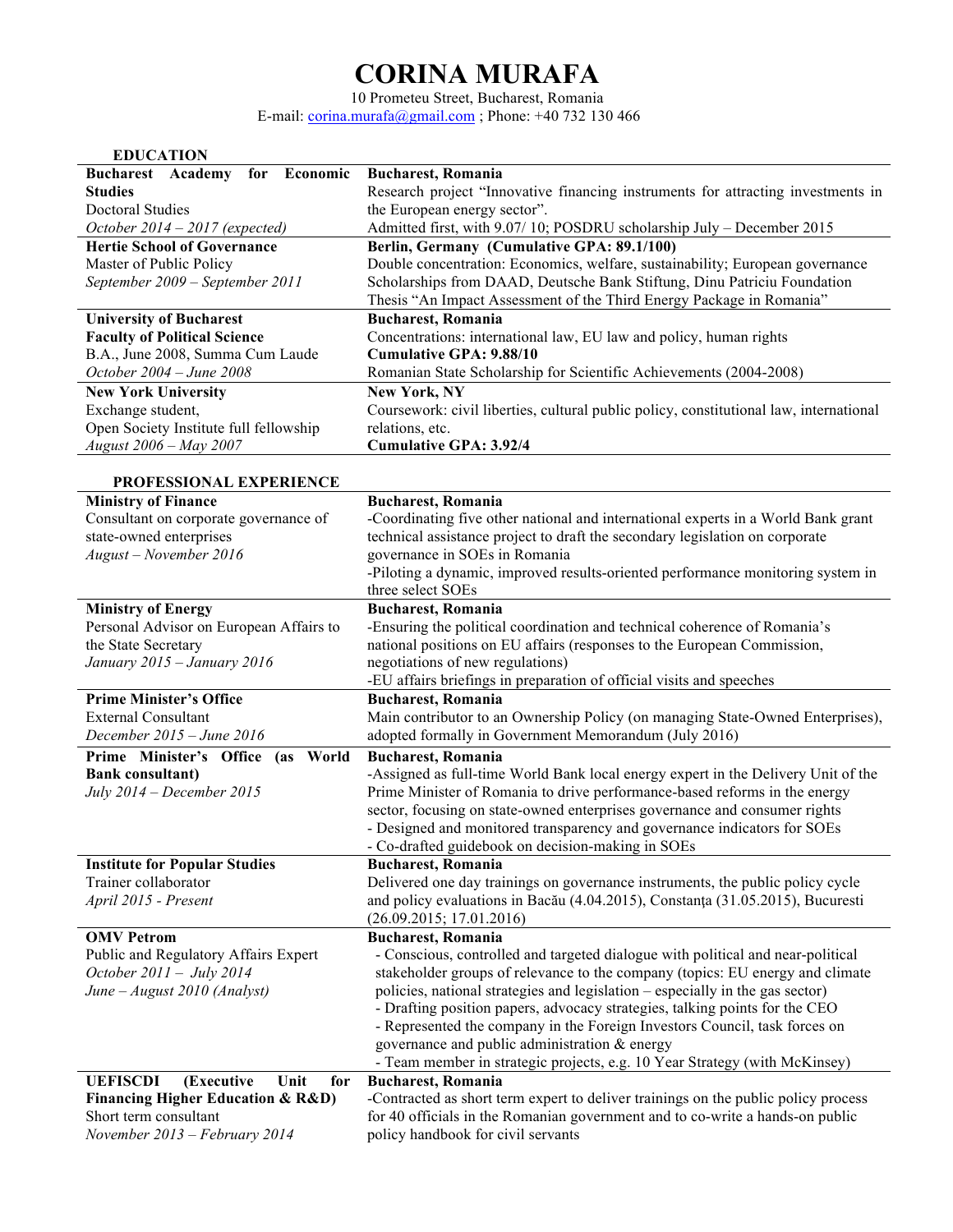# CORINA MURAFA

10 Prometeu Street, Bucharest, Romania
E-mail: corina.murafa@gmail.com ; Phone: +40 732 130 466

## EDUCATION

| | |
|---|---|
| **Bucharest Academy for Economic Studies**<br>Doctoral Studies<br>*October 2014 – 2017 (expected)* | **Bucharest, Romania**<br>Research project "Innovative financing instruments for attracting investments in the European energy sector".<br>Admitted first, with 9.07/ 10; POSDRU scholarship July – December 2015 |
| **Hertie School of Governance**<br>Master of Public Policy<br>*September 2009 – September 2011* | **Berlin, Germany (Cumulative GPA: 89.1/100)**<br>Double concentration: Economics, welfare, sustainability; European governance<br>Scholarships from DAAD, Deutsche Bank Stiftung, Dinu Patriciu Foundation<br>Thesis "An Impact Assessment of the Third Energy Package in Romania" |
| **University of Bucharest**<br>**Faculty of Political Science**<br>B.A., June 2008, Summa Cum Laude<br>*October 2004 – June 2008* | **Bucharest, Romania**<br>Concentrations: international law, EU law and policy, human rights<br>**Cumulative GPA: 9.88/10**<br>Romanian State Scholarship for Scientific Achievements (2004-2008) |
| **New York University**<br>Exchange student,<br>Open Society Institute full fellowship<br>*August 2006 – May 2007* | **New York, NY**<br>Coursework: civil liberties, cultural public policy, constitutional law, international relations, etc.<br>**Cumulative GPA: 3.92/4** |

## PROFESSIONAL EXPERIENCE

| | |
|---|---|
| **Ministry of Finance**<br>Consultant on corporate governance of state-owned enterprises<br>*August – November 2016* | **Bucharest, Romania**<br>-Coordinating five other national and international experts in a World Bank grant technical assistance project to draft the secondary legislation on corporate governance in SOEs in Romania<br>-Piloting a dynamic, improved results-oriented performance monitoring system in three select SOEs |
| **Ministry of Energy**<br>Personal Advisor on European Affairs to the State Secretary<br>*January 2015 – January 2016* | **Bucharest, Romania**<br>-Ensuring the political coordination and technical coherence of Romania's national positions on EU affairs (responses to the European Commission, negotiations of new regulations)<br>-EU affairs briefings in preparation of official visits and speeches |
| **Prime Minister's Office**<br>External Consultant<br>*December 2015 – June 2016* | **Bucharest, Romania**<br>Main contributor to an Ownership Policy (on managing State-Owned Enterprises), adopted formally in Government Memorandum (July 2016) |
| **Prime Minister's Office (as World Bank consultant)**<br>*July 2014 – December 2015* | **Bucharest, Romania**<br>-Assigned as full-time World Bank local energy expert in the Delivery Unit of the Prime Minister of Romania to drive performance-based reforms in the energy sector, focusing on state-owned enterprises governance and consumer rights<br>- Designed and monitored transparency and governance indicators for SOEs<br>- Co-drafted guidebook on decision-making in SOEs |
| **Institute for Popular Studies**<br>Trainer collaborator<br>*April 2015 - Present* | **Bucharest, Romania**<br>Delivered one day trainings on governance instruments, the public policy cycle and policy evaluations in Bacău (4.04.2015), Constanţa (31.05.2015), Bucuresti (26.09.2015; 17.01.2016) |
| **OMV Petrom**<br>Public and Regulatory Affairs Expert<br>*October 2011 – July 2014*<br>*June – August 2010 (Analyst)* | **Bucharest, Romania**<br>- Conscious, controlled and targeted dialogue with political and near-political stakeholder groups of relevance to the company (topics: EU energy and climate policies, national strategies and legislation – especially in the gas sector)<br>- Drafting position papers, advocacy strategies, talking points for the CEO<br>- Represented the company in the Foreign Investors Council, task forces on governance and public administration & energy<br>- Team member in strategic projects, e.g. 10 Year Strategy (with McKinsey) |
| **UEFISCDI (Executive Unit for Financing Higher Education & R&D)**<br>Short term consultant<br>*November 2013 – February 2014* | **Bucharest, Romania**<br>-Contracted as short term expert to deliver trainings on the public policy process for 40 officials in the Romanian government and to co-write a hands-on public policy handbook for civil servants |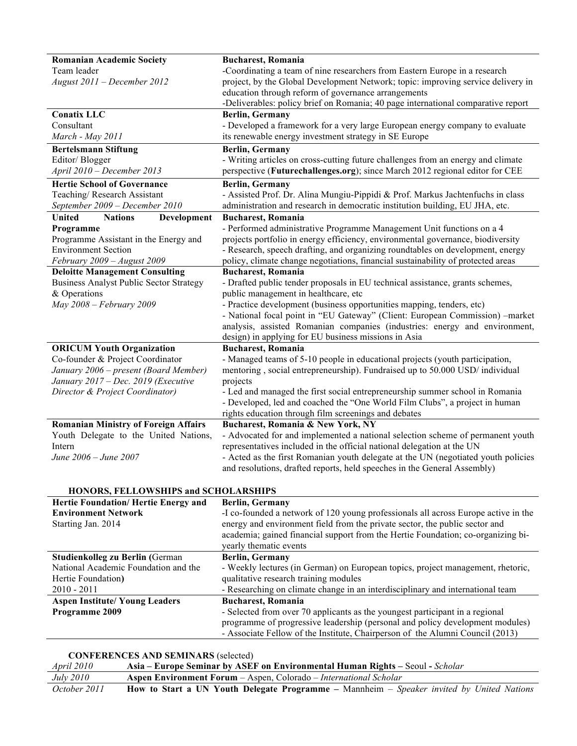| | |
|---|---|
| **Romanian Academic Society**<br>Team leader<br>*August 2011 – December 2012* | **Bucharest, Romania**<br>-Coordinating a team of nine researchers from Eastern Europe in a research project, by the Global Development Network; topic: improving service delivery in education through reform of governance arrangements<br>-Deliverables: policy brief on Romania; 40 page international comparative report |
| **Conatix LLC**<br>Consultant<br>*March - May 2011* | **Berlin, Germany**<br>- Developed a framework for a very large European energy company to evaluate its renewable energy investment strategy in SE Europe |
| **Bertelsmann Stiftung**<br>Editor/ Blogger<br>*April 2010 – December 2013* | **Berlin, Germany**<br>- Writing articles on cross-cutting future challenges from an energy and climate perspective (**Futurechallenges.org**); since March 2012 regional editor for CEE |
| **Hertie School of Governance**<br>Teaching/ Research Assistant<br>*September 2009 – December 2010* | **Berlin, Germany**<br>- Assisted Prof. Dr. Alina Mungiu-Pippidi & Prof. Markus Jachtenfuchs in class administration and research in democratic institution building, EU JHA, etc. |
| **United Nations Development Programme**<br>Programme Assistant in the Energy and Environment Section<br>*February 2009 – August 2009* | **Bucharest, Romania**<br>- Performed administrative Programme Management Unit functions on a 4 projects portfolio in energy efficiency, environmental governance, biodiversity<br>- Research, speech drafting, and organizing roundtables on development, energy policy, climate change negotiations, financial sustainability of protected areas |
| **Deloitte Management Consulting**<br>Business Analyst Public Sector Strategy & Operations<br>*May 2008 – February 2009* | **Bucharest, Romania**<br>- Drafted public tender proposals in EU technical assistance, grants schemes, public management in healthcare, etc<br>- Practice development (business opportunities mapping, tenders, etc)<br>- National focal point in "EU Gateway" (Client: European Commission) –market analysis, assisted Romanian companies (industries: energy and environment, design) in applying for EU business missions in Asia |
| **ORICUM Youth Organization**<br>Co-founder & Project Coordinator<br>*January 2006 – present (Board Member)*<br>*January 2017 – Dec. 2019 (Executive Director & Project Coordinator)* | **Bucharest, Romania**<br>- Managed teams of 5-10 people in educational projects (youth participation, mentoring , social entrepreneurship). Fundraised up to 50.000 USD/ individual projects<br>- Led and managed the first social entrepreneurship summer school in Romania<br>- Developed, led and coached the "One World Film Clubs", a project in human rights education through film screenings and debates |
| **Romanian Ministry of Foreign Affairs**<br>Youth Delegate to the United Nations, Intern<br>*June 2006 – June 2007* | **Bucharest, Romania & New York, NY**<br>- Advocated for and implemented a national selection scheme of permanent youth representatives included in the official national delegation at the UN<br>- Acted as the first Romanian youth delegate at the UN (negotiated youth policies and resolutions, drafted reports, held speeches in the General Assembly) |

## HONORS, FELLOWSHIPS and SCHOLARSHIPS

| | |
|---|---|
| **Hertie Foundation/ Hertie Energy and Environment Network**<br>Starting Jan. 2014 | **Berlin, Germany**<br>-I co-founded a network of 120 young professionals all across Europe active in the energy and environment field from the private sector, the public sector and academia; gained financial support from the Hertie Foundation; co-organizing bi-yearly thematic events |
| **Studienkolleg zu Berlin (**German National Academic Foundation and the Hertie Foundation**)**<br>2010 - 2011 | **Berlin, Germany**<br>- Weekly lectures (in German) on European topics, project management, rhetoric, qualitative research training modules<br>- Researching on climate change in an interdisciplinary and international team |
| **Aspen Institute/ Young Leaders Programme 2009** | **Bucharest, Romania**<br>- Selected from over 70 applicants as the youngest participant in a regional programme of progressive leadership (personal and policy development modules)<br>- Associate Fellow of the Institute, Chairperson of the Alumni Council (2013) |

## CONFERENCES AND SEMINARS (selected)

| | |
|---|---|
| *April 2010* | **Asia – Europe Seminar by ASEF on Environmental Human Rights** – Seoul - *Scholar* |
| *July 2010* | **Aspen Environment Forum** – Aspen, Colorado – *International Scholar* |
| *October 2011* | **How to Start a UN Youth Delegate Programme** – Mannheim – *Speaker invited by United Nations* |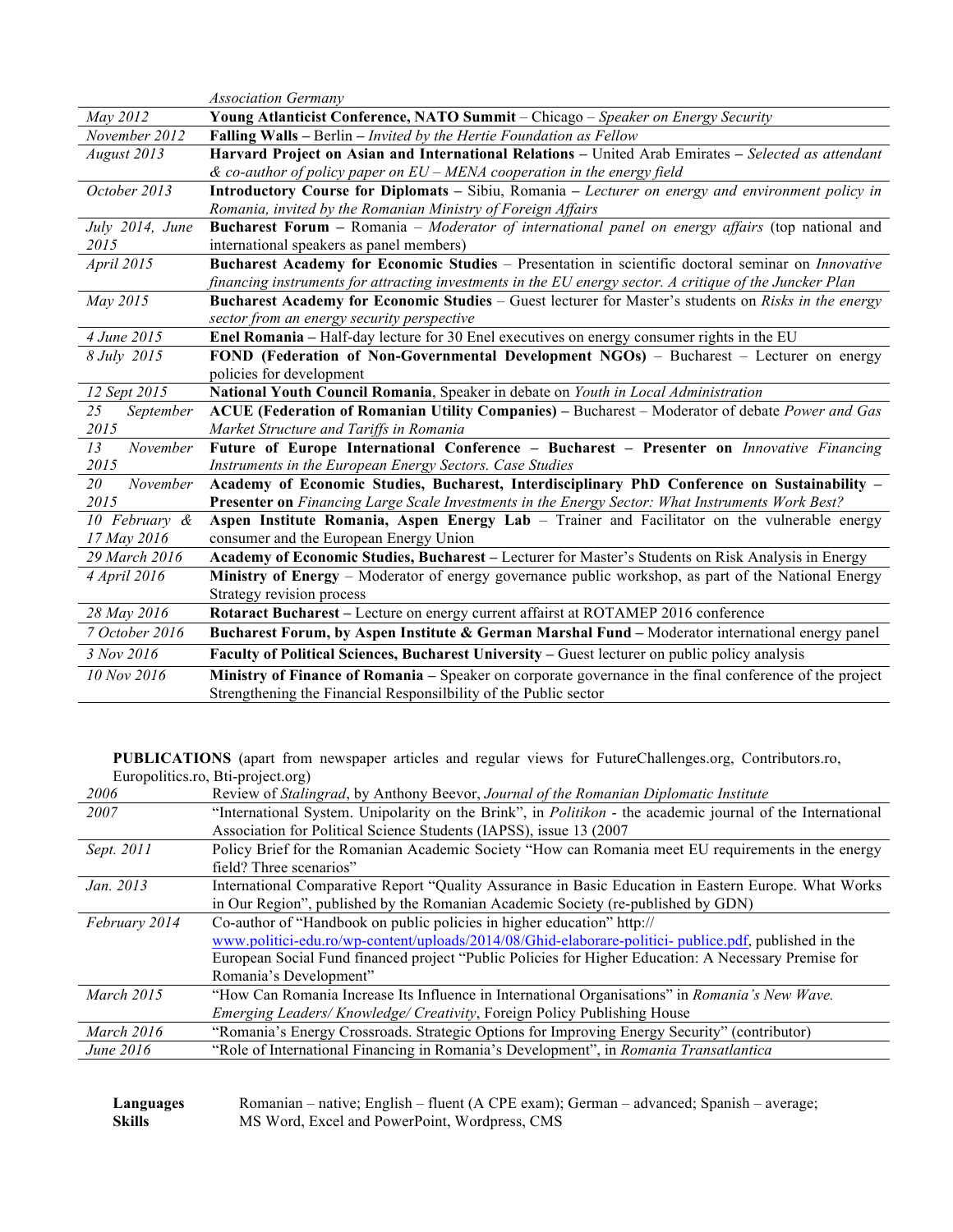| | |
|---|---|
| | *Association Germany* |
| *May 2012* | **Young Atlanticist Conference, NATO Summit** – Chicago – *Speaker on Energy Security* |
| *November 2012* | **Falling Walls –** Berlin **–** *Invited by the Hertie Foundation as Fellow* |
| *August 2013* | **Harvard Project on Asian and International Relations –** United Arab Emirates **–** *Selected as attendant & co-author of policy paper on EU – MENA cooperation in the energy field* |
| *October 2013* | **Introductory Course for Diplomats –** Sibiu, Romania **–** *Lecturer on energy and environment policy in Romania, invited by the Romanian Ministry of Foreign Affairs* |
| *July 2014, June 2015* | **Bucharest Forum –** Romania – *Moderator of international panel on energy affairs* (top national and international speakers as panel members) |
| *April 2015* | **Bucharest Academy for Economic Studies** – Presentation in scientific doctoral seminar on *Innovative financing instruments for attracting investments in the EU energy sector. A critique of the Juncker Plan* |
| *May 2015* | **Bucharest Academy for Economic Studies** – Guest lecturer for Master's students on *Risks in the energy sector from an energy security perspective* |
| *4 June 2015* | **Enel Romania –** Half-day lecture for 30 Enel executives on energy consumer rights in the EU |
| *8 July 2015* | **FOND (Federation of Non-Governmental Development NGOs)** – Bucharest – Lecturer on energy policies for development |
| *12 Sept 2015* | **National Youth Council Romania**, Speaker in debate on *Youth in Local Administration* |
| *25 September 2015* | **ACUE (Federation of Romanian Utility Companies) –** Bucharest – Moderator of debate *Power and Gas Market Structure and Tariffs in Romania* |
| *13 November 2015* | **Future of Europe International Conference – Bucharest – Presenter on** *Innovative Financing Instruments in the European Energy Sectors. Case Studies* |
| *20 November 2015* | **Academy of Economic Studies, Bucharest, Interdisciplinary PhD Conference on Sustainability – Presenter on** *Financing Large Scale Investments in the Energy Sector: What Instruments Work Best?* |
| *10 February & 17 May 2016* | **Aspen Institute Romania, Aspen Energy Lab** – Trainer and Facilitator on the vulnerable energy consumer and the European Energy Union |
| *29 March 2016* | **Academy of Economic Studies, Bucharest –** Lecturer for Master's Students on Risk Analysis in Energy |
| *4 April 2016* | **Ministry of Energy** – Moderator of energy governance public workshop, as part of the National Energy Strategy revision process |
| *28 May 2016* | **Rotaract Bucharest –** Lecture on energy current affairst at ROTAMEP 2016 conference |
| *7 October 2016* | **Bucharest Forum, by Aspen Institute & German Marshal Fund –** Moderator international energy panel |
| *3 Nov 2016* | **Faculty of Political Sciences, Bucharest University –** Guest lecturer on public policy analysis |
| *10 Nov 2016* | **Ministry of Finance of Romania –** Speaker on corporate governance in the final conference of the project Strengthening the Financial Responsilbility of the Public sector |

**PUBLICATIONS** (apart from newspaper articles and regular views for FutureChallenges.org, Contributors.ro, Europolitics.ro, Bti-project.org)

| | |
|---|---|
| *2006* | Review of *Stalingrad*, by Anthony Beevor, *Journal of the Romanian Diplomatic Institute* |
| *2007* | "International System. Unipolarity on the Brink", in *Politikon* - the academic journal of the International Association for Political Science Students (IAPSS), issue 13 (2007 |
| *Sept. 2011* | Policy Brief for the Romanian Academic Society "How can Romania meet EU requirements in the energy field? Three scenarios" |
| *Jan. 2013* | International Comparative Report "Quality Assurance in Basic Education in Eastern Europe. What Works in Our Region", published by the Romanian Academic Society (re-published by GDN) |
| *February 2014* | Co-author of "Handbook on public policies in higher education" http:// www.politici-edu.ro/wp-content/uploads/2014/08/Ghid-elaborare-politici- publice.pdf, published in the European Social Fund financed project "Public Policies for Higher Education: A Necessary Premise for Romania's Development" |
| *March 2015* | "How Can Romania Increase Its Influence in International Organisations" in *Romania's New Wave. Emerging Leaders/ Knowledge/ Creativity*, Foreign Policy Publishing House |
| *March 2016* | "Romania's Energy Crossroads. Strategic Options for Improving Energy Security" (contributor) |
| *June 2016* | "Role of International Financing in Romania's Development", in *Romania Transatlantica* |

**Languages** Romanian – native; English – fluent (A CPE exam); German – advanced; Spanish – average;

**Skills** MS Word, Excel and PowerPoint, Wordpress, CMS